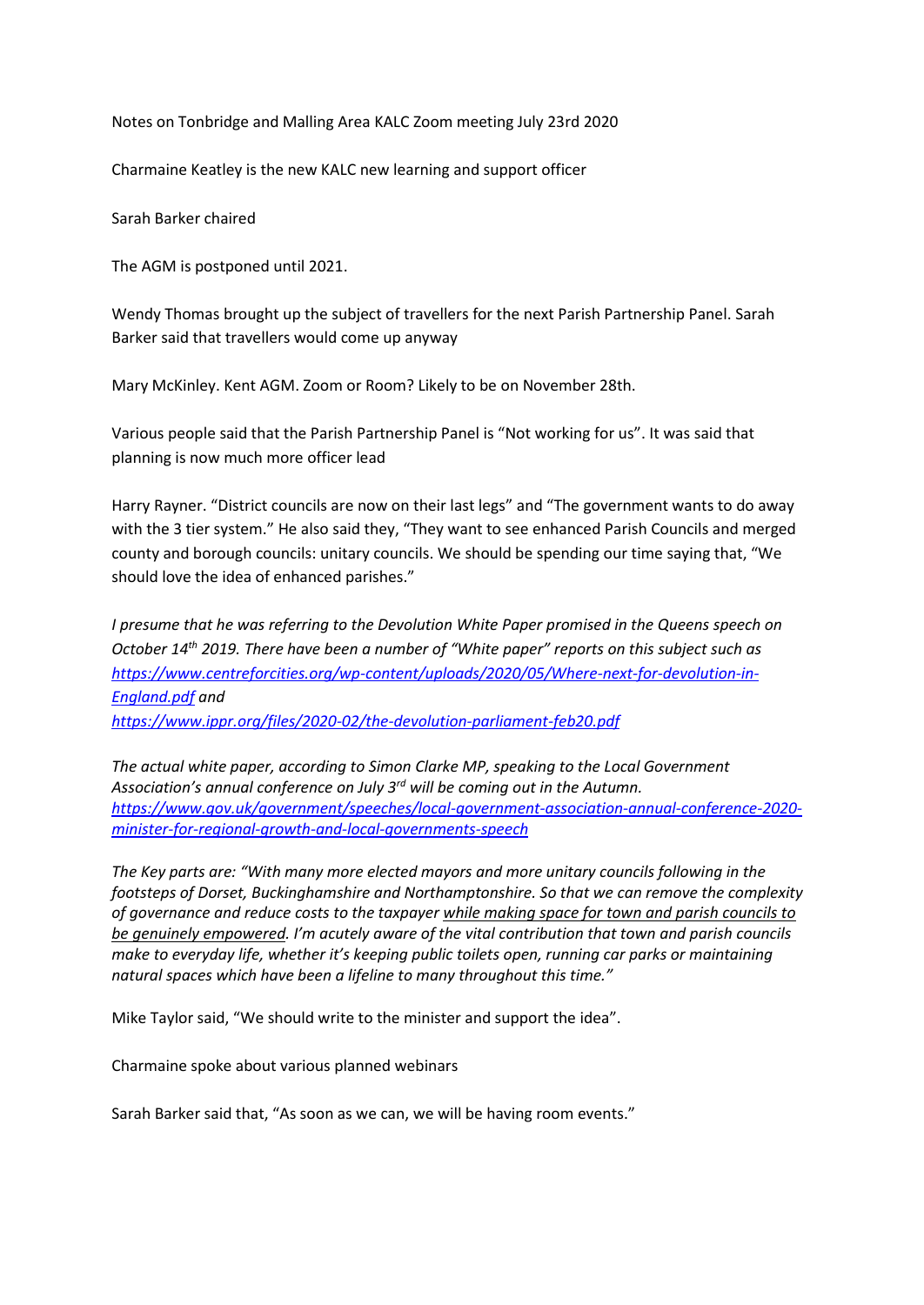Notes on Tonbridge and Malling Area KALC Zoom meeting July 23rd 2020

Charmaine Keatley is the new KALC new learning and support officer

Sarah Barker chaired

The AGM is postponed until 2021.

Wendy Thomas brought up the subject of travellers for the next Parish Partnership Panel. Sarah Barker said that travellers would come up anyway

Mary McKinley. Kent AGM. Zoom or Room? Likely to be on November 28th.

Various people said that the Parish Partnership Panel is "Not working for us". It was said that planning is now much more officer lead

Harry Rayner. "District councils are now on their last legs" and "The government wants to do away with the 3 tier system." He also said they, "They want to see enhanced Parish Councils and merged county and borough councils: unitary councils. We should be spending our time saying that, "We should love the idea of enhanced parishes."

*I presume that he was referring to the Devolution White Paper promised in the Queens speech on October 14th 2019. There have been a number of "White paper" reports on this subject such as [https://www.centreforcities.org/wp-content/uploads/2020/05/Where-next-for-devolution-in-England.pdf](https://www.centreforcities.org/wp-content/uploads/2020/05/Where-next-for-devolution-in-England.pdf) and [https://www.ippr.org/files/2020-02/the-devolution-parliament-feb20.pdf](https://www.ippr.org/files/2020-02/the-devolution-parliament-feb20.pdf)*

*The actual white paper, according to Simon Clarke MP, speaking to the Local Government Association's annual conference on July 3rd will be coming out in the Autumn. [https://www.gov.uk/government/speeches/local-government-association-annual-conference-2020-minister-for-regional-growth-and-local-governments-speech](https://www.gov.uk/government/speeches/local-government-association-annual-conference-2020-minister-for-regional-growth-and-local-governments-speech)*

*The Key parts are: "With many more elected mayors and more unitary councils following in the footsteps of Dorset, Buckinghamshire and Northamptonshire. So that we can remove the complexity of governance and reduce costs to the taxpayer <u>while making space for town and parish councils to be genuinely empowered</u>. I'm acutely aware of the vital contribution that town and parish councils make to everyday life, whether it's keeping public toilets open, running car parks or maintaining natural spaces which have been a lifeline to many throughout this time."*

Mike Taylor said, "We should write to the minister and support the idea".

Charmaine spoke about various planned webinars

Sarah Barker said that, "As soon as we can, we will be having room events."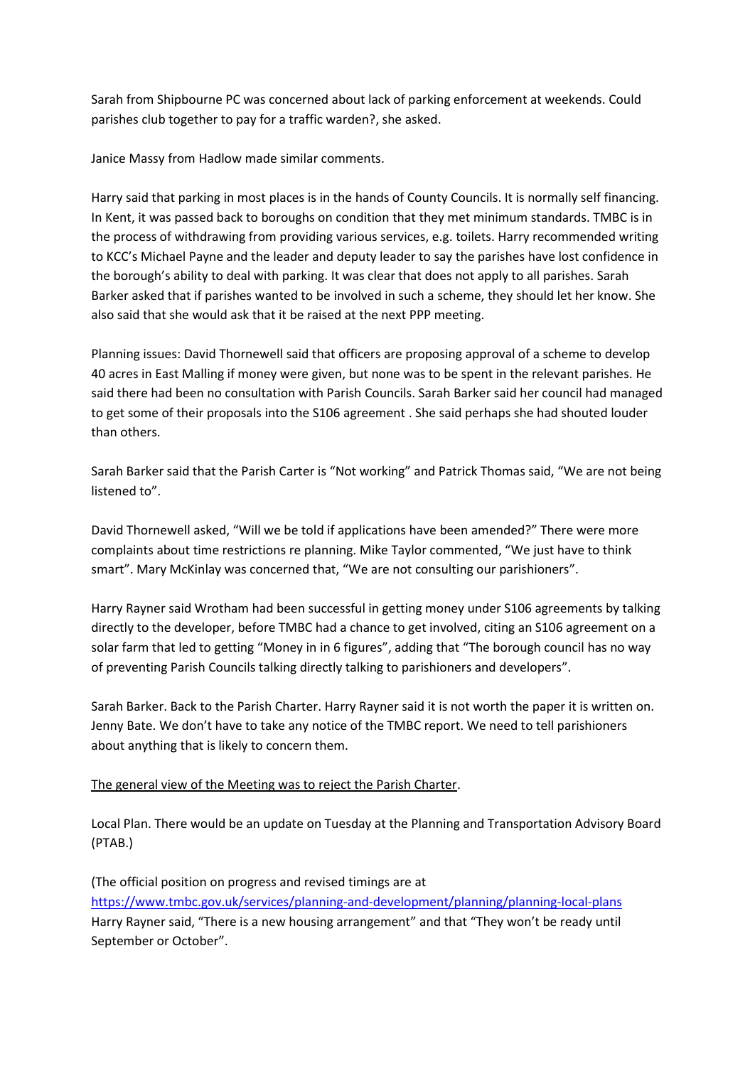Sarah from Shipbourne PC was concerned about lack of parking enforcement at weekends. Could parishes club together to pay for a traffic warden?, she asked.

Janice Massy from Hadlow made similar comments.

Harry said that parking in most places is in the hands of County Councils. It is normally self financing. In Kent, it was passed back to boroughs on condition that they met minimum standards. TMBC is in the process of withdrawing from providing various services, e.g. toilets. Harry recommended writing to KCC's Michael Payne and the leader and deputy leader to say the parishes have lost confidence in the borough's ability to deal with parking. It was clear that does not apply to all parishes. Sarah Barker asked that if parishes wanted to be involved in such a scheme, they should let her know. She also said that she would ask that it be raised at the next PPP meeting.

Planning issues: David Thornewell said that officers are proposing approval of a scheme to develop 40 acres in East Malling if money were given, but none was to be spent in the relevant parishes. He said there had been no consultation with Parish Councils. Sarah Barker said her council had managed to get some of their proposals into the S106 agreement . She said perhaps she had shouted louder than others.

Sarah Barker said that the Parish Carter is "Not working" and Patrick Thomas said, "We are not being listened to".

David Thornewell asked, "Will we be told if applications have been amended?" There were more complaints about time restrictions re planning. Mike Taylor commented, "We just have to think smart". Mary McKinlay was concerned that, "We are not consulting our parishioners".

Harry Rayner said Wrotham had been successful in getting money under S106 agreements by talking directly to the developer, before TMBC had a chance to get involved, citing an S106 agreement on a solar farm that led to getting "Money in in 6 figures", adding that "The borough council has no way of preventing Parish Councils talking directly talking to parishioners and developers".

Sarah Barker. Back to the Parish Charter. Harry Rayner said it is not worth the paper it is written on. Jenny Bate. We don't have to take any notice of the TMBC report. We need to tell parishioners about anything that is likely to concern them.

<u>The general view of the Meeting was to reject the Parish Charter</u>.

Local Plan. There would be an update on Tuesday at the Planning and Transportation Advisory Board (PTAB.)

(The official position on progress and revised timings are at
[https://www.tmbc.gov.uk/services/planning-and-development/planning/planning-local-plans](https://www.tmbc.gov.uk/services/planning-and-development/planning/planning-local-plans)
Harry Rayner said, "There is a new housing arrangement" and that "They won't be ready until September or October".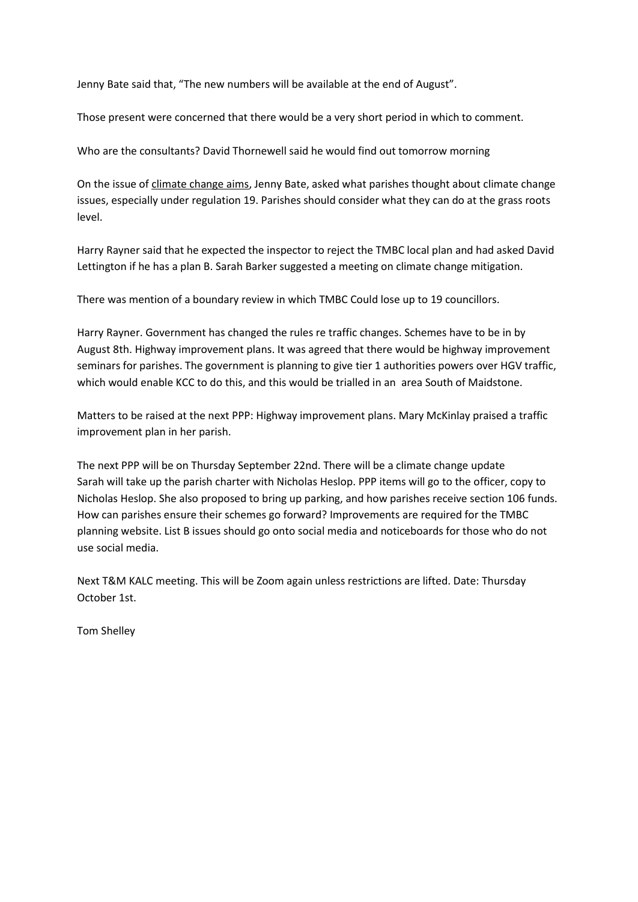Jenny Bate said that, "The new numbers will be available at the end of August".

Those present were concerned that there would be a very short period in which to comment.

Who are the consultants? David Thornewell said he would find out tomorrow morning

On the issue of climate change aims, Jenny Bate, asked what parishes thought about climate change issues, especially under regulation 19. Parishes should consider what they can do at the grass roots level.

Harry Rayner said that he expected the inspector to reject the TMBC local plan and had asked David Lettington if he has a plan B. Sarah Barker suggested a meeting on climate change mitigation.

There was mention of a boundary review in which TMBC Could lose up to 19 councillors.

Harry Rayner. Government has changed the rules re traffic changes. Schemes have to be in by August 8th. Highway improvement plans. It was agreed that there would be highway improvement seminars for parishes. The government is planning to give tier 1 authorities powers over HGV traffic, which would enable KCC to do this, and this would be trialled in an area South of Maidstone.

Matters to be raised at the next PPP: Highway improvement plans. Mary McKinlay praised a traffic improvement plan in her parish.

The next PPP will be on Thursday September 22nd. There will be a climate change update
Sarah will take up the parish charter with Nicholas Heslop. PPP items will go to the officer, copy to Nicholas Heslop. She also proposed to bring up parking, and how parishes receive section 106 funds. How can parishes ensure their schemes go forward? Improvements are required for the TMBC planning website. List B issues should go onto social media and noticeboards for those who do not use social media.

Next T&M KALC meeting. This will be Zoom again unless restrictions are lifted. Date: Thursday October 1st.

Tom Shelley